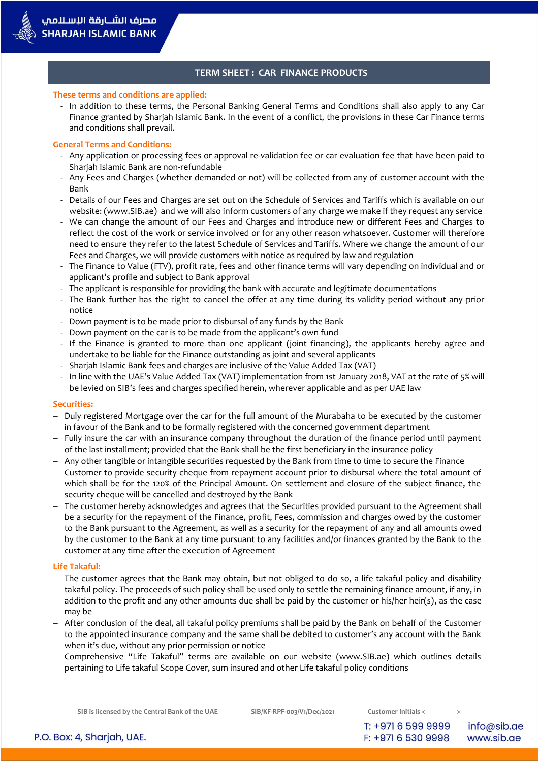# TERM SHEET : CAR FINANCE PRODUCTS

**These terms and conditions are applied:**

- In addition to these terms, the Personal Banking General Terms and Conditions shall also apply to any Car Finance granted by Sharjah Islamic Bank. In the event of a conflict, the provisions in these Car Finance terms and conditions shall prevail.

**General Terms and Conditions:**

- Any application or processing fees or approval re-validation fee or car evaluation fee that have been paid to Sharjah Islamic Bank are non-refundable
- Any Fees and Charges (whether demanded or not) will be collected from any of customer account with the Bank
- Details of our Fees and Charges are set out on the Schedule of Services and Tariffs which is available on our website: (www.SIB.ae) and we will also inform customers of any charge we make if they request any service
- We can change the amount of our Fees and Charges and introduce new or different Fees and Charges to reflect the cost of the work or service involved or for any other reason whatsoever. Customer will therefore need to ensure they refer to the latest Schedule of Services and Tariffs. Where we change the amount of our Fees and Charges, we will provide customers with notice as required by law and regulation
- The Finance to Value (FTV), profit rate, fees and other finance terms will vary depending on individual and or applicant's profile and subject to Bank approval
- The applicant is responsible for providing the bank with accurate and legitimate documentations
- The Bank further has the right to cancel the offer at any time during its validity period without any prior notice
- Down payment is to be made prior to disbursal of any funds by the Bank
- Down payment on the car is to be made from the applicant's own fund
- If the Finance is granted to more than one applicant (joint financing), the applicants hereby agree and undertake to be liable for the Finance outstanding as joint and several applicants
- Sharjah Islamic Bank fees and charges are inclusive of the Value Added Tax (VAT)
- In line with the UAE's Value Added Tax (VAT) implementation from 1st January 2018, VAT at the rate of 5% will be levied on SIB's fees and charges specified herein, wherever applicable and as per UAE law

**Securities:**

- Duly registered Mortgage over the car for the full amount of the Murabaha to be executed by the customer in favour of the Bank and to be formally registered with the concerned government department
- Fully insure the car with an insurance company throughout the duration of the finance period until payment of the last installment; provided that the Bank shall be the first beneficiary in the insurance policy
- Any other tangible or intangible securities requested by the Bank from time to time to secure the Finance
- Customer to provide security cheque from repayment account prior to disbursal where the total amount of which shall be for the 120% of the Principal Amount. On settlement and closure of the subject finance, the security cheque will be cancelled and destroyed by the Bank
- The customer hereby acknowledges and agrees that the Securities provided pursuant to the Agreement shall be a security for the repayment of the Finance, profit, Fees, commission and charges owed by the customer to the Bank pursuant to the Agreement, as well as a security for the repayment of any and all amounts owed by the customer to the Bank at any time pursuant to any facilities and/or finances granted by the Bank to the customer at any time after the execution of Agreement

**Life Takaful:**

- The customer agrees that the Bank may obtain, but not obliged to do so, a life takaful policy and disability takaful policy. The proceeds of such policy shall be used only to settle the remaining finance amount, if any, in addition to the profit and any other amounts due shall be paid by the customer or his/her heir(s), as the case may be
- After conclusion of the deal, all takaful policy premiums shall be paid by the Bank on behalf of the Customer to the appointed insurance company and the same shall be debited to customer's any account with the Bank when it's due, without any prior permission or notice
- Comprehensive "Life Takaful" terms are available on our website (www.SIB.ae) which outlines details pertaining to Life takaful Scope Cover, sum insured and other Life takaful policy conditions

SIB is licensed by the Central Bank of the UAE | SIB/KF-RPF-003/V1/Dec/2021 | Customer Initials < >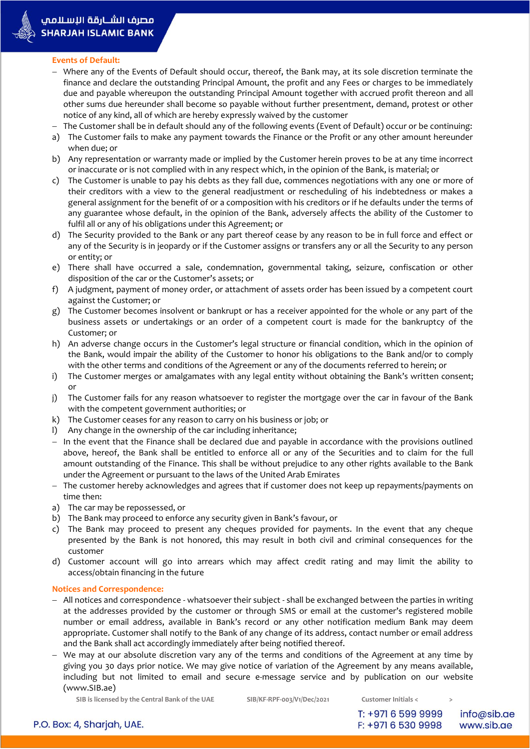### Events of Default:

- Where any of the Events of Default should occur, thereof, the Bank may, at its sole discretion terminate the finance and declare the outstanding Principal Amount, the profit and any Fees or charges to be immediately due and payable whereupon the outstanding Principal Amount together with accrued profit thereon and all other sums due hereunder shall become so payable without further presentment, demand, protest or other notice of any kind, all of which are hereby expressly waived by the customer
- The Customer shall be in default should any of the following events (Event of Default) occur or be continuing:

a) The Customer fails to make any payment towards the Finance or the Profit or any other amount hereunder when due; or

b) Any representation or warranty made or implied by the Customer herein proves to be at any time incorrect or inaccurate or is not complied with in any respect which, in the opinion of the Bank, is material; or

c) The Customer is unable to pay his debts as they fall due, commences negotiations with any one or more of their creditors with a view to the general readjustment or rescheduling of his indebtedness or makes a general assignment for the benefit of or a composition with his creditors or if he defaults under the terms of any guarantee whose default, in the opinion of the Bank, adversely affects the ability of the Customer to fulfil all or any of his obligations under this Agreement; or

d) The Security provided to the Bank or any part thereof cease by any reason to be in full force and effect or any of the Security is in jeopardy or if the Customer assigns or transfers any or all the Security to any person or entity; or

e) There shall have occurred a sale, condemnation, governmental taking, seizure, confiscation or other disposition of the car or the Customer's assets; or

f) A judgment, payment of money order, or attachment of assets order has been issued by a competent court against the Customer; or

g) The Customer becomes insolvent or bankrupt or has a receiver appointed for the whole or any part of the business assets or undertakings or an order of a competent court is made for the bankruptcy of the Customer; or

h) An adverse change occurs in the Customer's legal structure or financial condition, which in the opinion of the Bank, would impair the ability of the Customer to honor his obligations to the Bank and/or to comply with the other terms and conditions of the Agreement or any of the documents referred to herein; or

i) The Customer merges or amalgamates with any legal entity without obtaining the Bank's written consent; or

j) The Customer fails for any reason whatsoever to register the mortgage over the car in favour of the Bank with the competent government authorities; or

k) The Customer ceases for any reason to carry on his business or job; or

l) Any change in the ownership of the car including inheritance;

- In the event that the Finance shall be declared due and payable in accordance with the provisions outlined above, hereof, the Bank shall be entitled to enforce all or any of the Securities and to claim for the full amount outstanding of the Finance. This shall be without prejudice to any other rights available to the Bank under the Agreement or pursuant to the laws of the United Arab Emirates
- The customer hereby acknowledges and agrees that if customer does not keep up repayments/payments on time then:

a) The car may be repossessed, or

b) The Bank may proceed to enforce any security given in Bank's favour, or

c) The Bank may proceed to present any cheques provided for payments. In the event that any cheque presented by the Bank is not honored, this may result in both civil and criminal consequences for the customer

d) Customer account will go into arrears which may affect credit rating and may limit the ability to access/obtain financing in the future

### Notices and Correspondence:

- All notices and correspondence - whatsoever their subject - shall be exchanged between the parties in writing at the addresses provided by the customer or through SMS or email at the customer's registered mobile number or email address, available in Bank's record or any other notification medium Bank may deem appropriate. Customer shall notify to the Bank of any change of its address, contact number or email address and the Bank shall act accordingly immediately after being notified thereof.
- We may at our absolute discretion vary any of the terms and conditions of the Agreement at any time by giving you 30 days prior notice. We may give notice of variation of the Agreement by any means available, including but not limited to email and secure e-message service and by publication on our website (www.SIB.ae)

SIB is licensed by the Central Bank of the UAE    SIB/KF-RPF-003/V1/Dec/2021    Customer Initials < >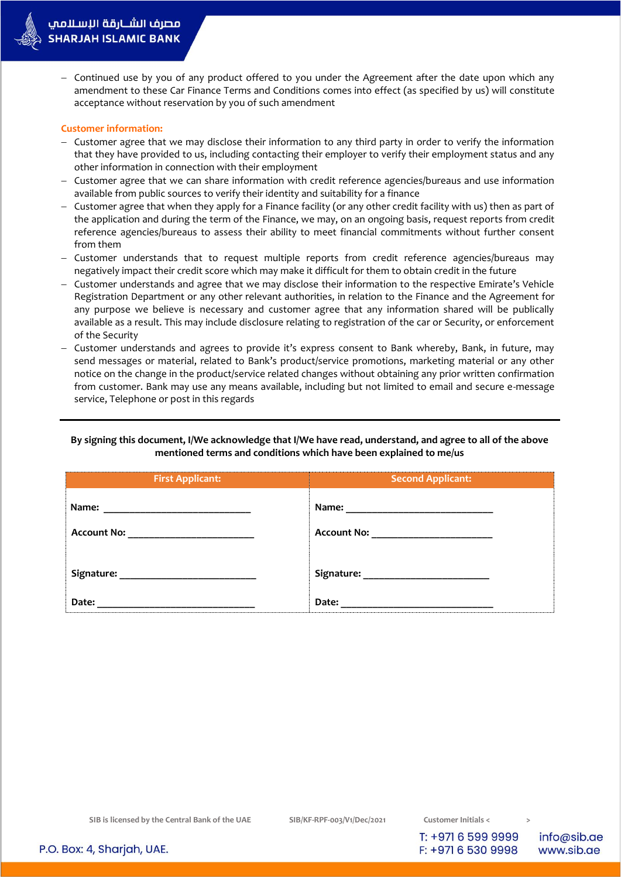- Continued use by you of any product offered to you under the Agreement after the date upon which any amendment to these Car Finance Terms and Conditions comes into effect (as specified by us) will constitute acceptance without reservation by you of such amendment

**Customer information:**

- Customer agree that we may disclose their information to any third party in order to verify the information that they have provided to us, including contacting their employer to verify their employment status and any other information in connection with their employment
- Customer agree that we can share information with credit reference agencies/bureaus and use information available from public sources to verify their identity and suitability for a finance
- Customer agree that when they apply for a Finance facility (or any other credit facility with us) then as part of the application and during the term of the Finance, we may, on an ongoing basis, request reports from credit reference agencies/bureaus to assess their ability to meet financial commitments without further consent from them
- Customer understands that to request multiple reports from credit reference agencies/bureaus may negatively impact their credit score which may make it difficult for them to obtain credit in the future
- Customer understands and agree that we may disclose their information to the respective Emirate's Vehicle Registration Department or any other relevant authorities, in relation to the Finance and the Agreement for any purpose we believe is necessary and customer agree that any information shared will be publically available as a result. This may include disclosure relating to registration of the car or Security, or enforcement of the Security
- Customer understands and agrees to provide it's express consent to Bank whereby, Bank, in future, may send messages or material, related to Bank's product/service promotions, marketing material or any other notice on the change in the product/service related changes without obtaining any prior written confirmation from customer. Bank may use any means available, including but not limited to email and secure e-message service, Telephone or post in this regards

---

**By signing this document, I/We acknowledge that I/We have read, understand, and agree to all of the above mentioned terms and conditions which have been explained to me/us**

| First Applicant: | Second Applicant: |
|---|---|
| Name: ___________________________ | Name: ___________________________ |
| Account No: _______________________ | Account No: ______________________ |
| Signature: _________________________ | Signature: ______________________ |
| Date: _____________________________ | Date: ____________________________ |

SIB is licensed by the Central Bank of the UAE    SIB/KF-RPF-003/V1/Dec/2021    Customer Initials < >